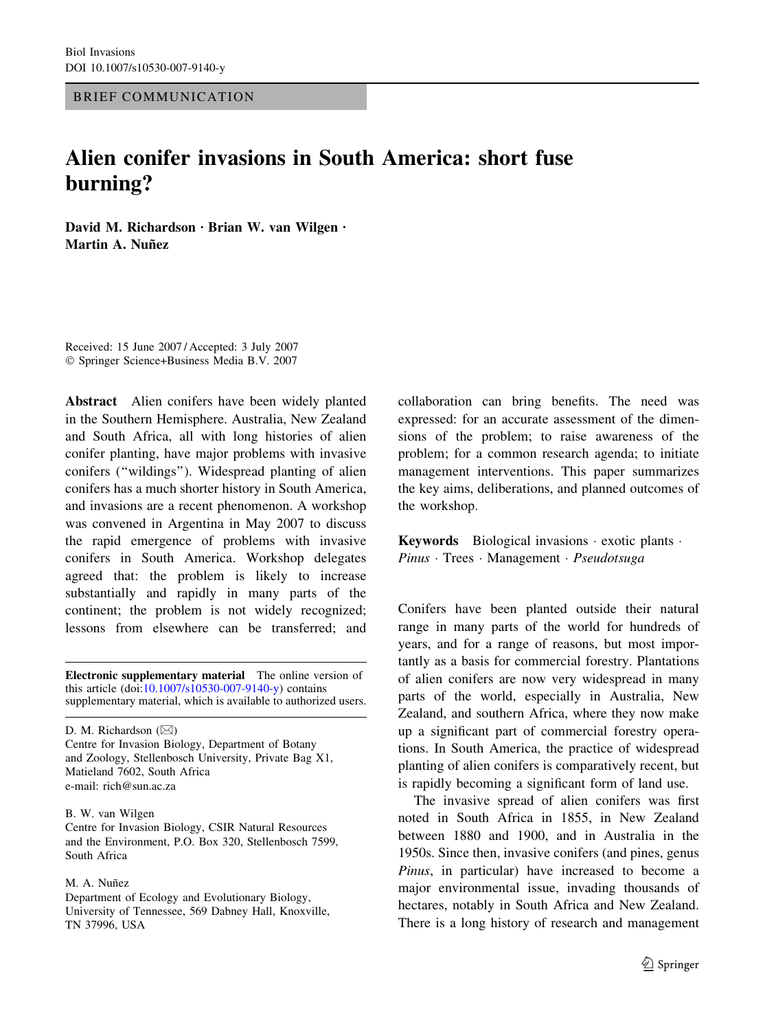BRIEF COMMUNICATION

# Alien conifer invasions in South America: short fuse burning?

**David M. Richardson · Brian W. van Wilgen · Martin A. Nuñez**

Received: 15 June 2007 / Accepted: 3 July 2007
© Springer Science+Business Media B.V. 2007

**Abstract** Alien conifers have been widely planted in the Southern Hemisphere. Australia, New Zealand and South Africa, all with long histories of alien conifer planting, have major problems with invasive conifers ("wildings"). Widespread planting of alien conifers has a much shorter history in South America, and invasions are a recent phenomenon. A workshop was convened in Argentina in May 2007 to discuss the rapid emergence of problems with invasive conifers in South America. Workshop delegates agreed that: the problem is likely to increase substantially and rapidly in many parts of the continent; the problem is not widely recognized; lessons from elsewhere can be transferred; and collaboration can bring benefits. The need was expressed: for an accurate assessment of the dimensions of the problem; to raise awareness of the problem; for a common research agenda; to initiate management interventions. This paper summarizes the key aims, deliberations, and planned outcomes of the workshop.

**Keywords** Biological invasions · exotic plants · *Pinus* · Trees · Management · *Pseudotsuga*

**Electronic supplementary material** The online version of this article (doi:10.1007/s10530-007-9140-y) contains supplementary material, which is available to authorized users.

D. M. Richardson (✉)
Centre for Invasion Biology, Department of Botany and Zoology, Stellenbosch University, Private Bag X1, Matieland 7602, South Africa
e-mail: rich@sun.ac.za

B. W. van Wilgen
Centre for Invasion Biology, CSIR Natural Resources and the Environment, P.O. Box 320, Stellenbosch 7599, South Africa

M. A. Nuñez
Department of Ecology and Evolutionary Biology, University of Tennessee, 569 Dabney Hall, Knoxville, TN 37996, USA

Conifers have been planted outside their natural range in many parts of the world for hundreds of years, and for a range of reasons, but most importantly as a basis for commercial forestry. Plantations of alien conifers are now very widespread in many parts of the world, especially in Australia, New Zealand, and southern Africa, where they now make up a significant part of commercial forestry operations. In South America, the practice of widespread planting of alien conifers is comparatively recent, but is rapidly becoming a significant form of land use.

The invasive spread of alien conifers was first noted in South Africa in 1855, in New Zealand between 1880 and 1900, and in Australia in the 1950s. Since then, invasive conifers (and pines, genus *Pinus*, in particular) have increased to become a major environmental issue, invading thousands of hectares, notably in South Africa and New Zealand. There is a long history of research and management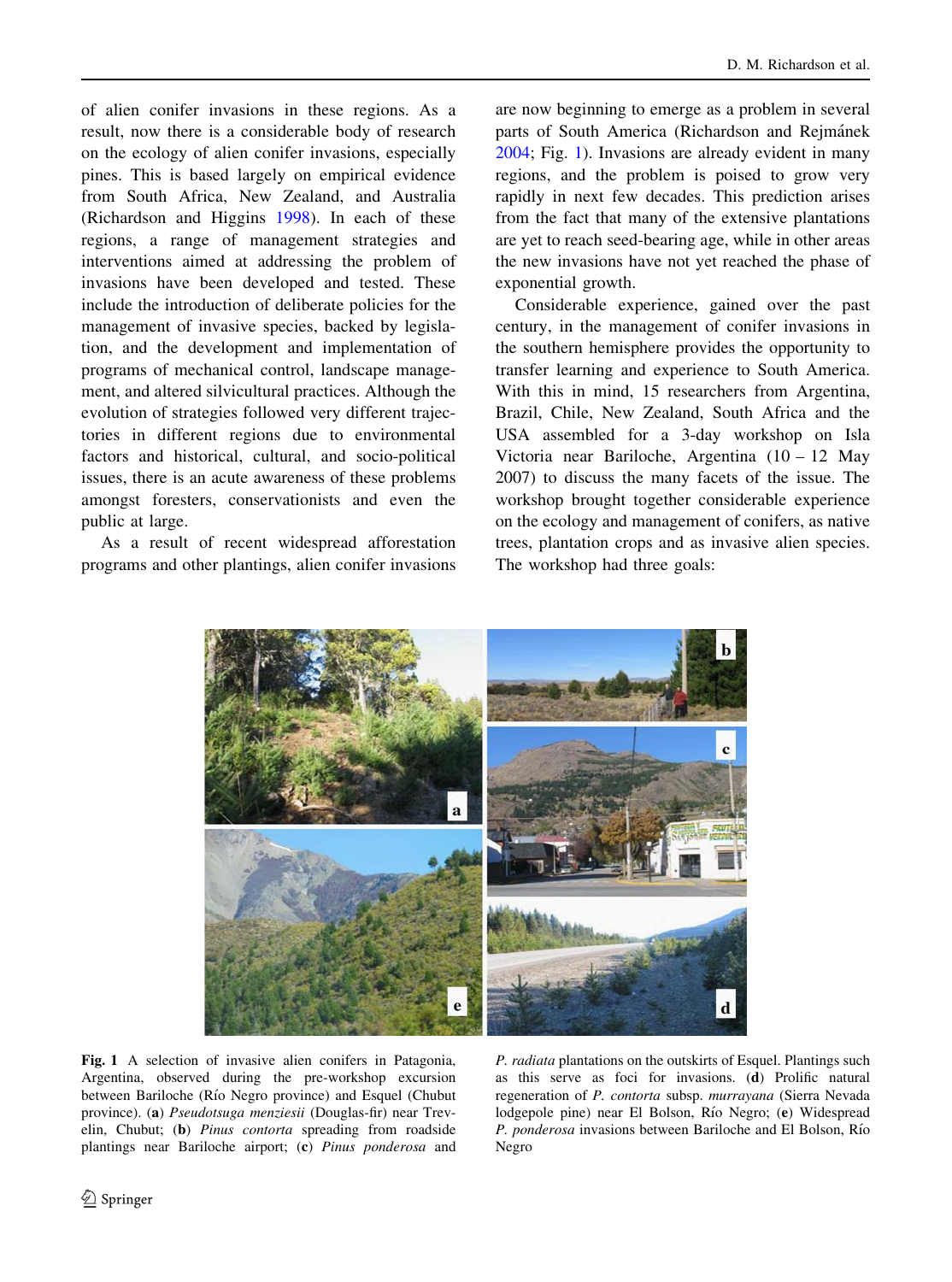of alien conifer invasions in these regions. As a result, now there is a considerable body of research on the ecology of alien conifer invasions, especially pines. This is based largely on empirical evidence from South Africa, New Zealand, and Australia (Richardson and Higgins 1998). In each of these regions, a range of management strategies and interventions aimed at addressing the problem of invasions have been developed and tested. These include the introduction of deliberate policies for the management of invasive species, backed by legislation, and the development and implementation of programs of mechanical control, landscape management, and altered silvicultural practices. Although the evolution of strategies followed very different trajectories in different regions due to environmental factors and historical, cultural, and socio-political issues, there is an acute awareness of these problems amongst foresters, conservationists and even the public at large.

As a result of recent widespread afforestation programs and other plantings, alien conifer invasions are now beginning to emerge as a problem in several parts of South America (Richardson and Rejmánek 2004; Fig. 1). Invasions are already evident in many regions, and the problem is poised to grow very rapidly in next few decades. This prediction arises from the fact that many of the extensive plantations are yet to reach seed-bearing age, while in other areas the new invasions have not yet reached the phase of exponential growth.

Considerable experience, gained over the past century, in the management of conifer invasions in the southern hemisphere provides the opportunity to transfer learning and experience to South America. With this in mind, 15 researchers from Argentina, Brazil, Chile, New Zealand, South Africa and the USA assembled for a 3-day workshop on Isla Victoria near Bariloche, Argentina (10 – 12 May 2007) to discuss the many facets of the issue. The workshop brought together considerable experience on the ecology and management of conifers, as native trees, plantation crops and as invasive alien species. The workshop had three goals:

**Fig. 1** A selection of invasive alien conifers in Patagonia, Argentina, observed during the pre-workshop excursion between Bariloche (Río Negro province) and Esquel (Chubut province). (**a**) *Pseudotsuga menziesii* (Douglas-fir) near Trevelin, Chubut; (**b**) *Pinus contorta* spreading from roadside plantings near Bariloche airport; (**c**) *Pinus ponderosa* and *P. radiata* plantations on the outskirts of Esquel. Plantings such as this serve as foci for invasions. (**d**) Prolific natural regeneration of *P. contorta* subsp. *murrayana* (Sierra Nevada lodgepole pine) near El Bolson, Río Negro; (**e**) Widespread *P. ponderosa* invasions between Bariloche and El Bolson, Río Negro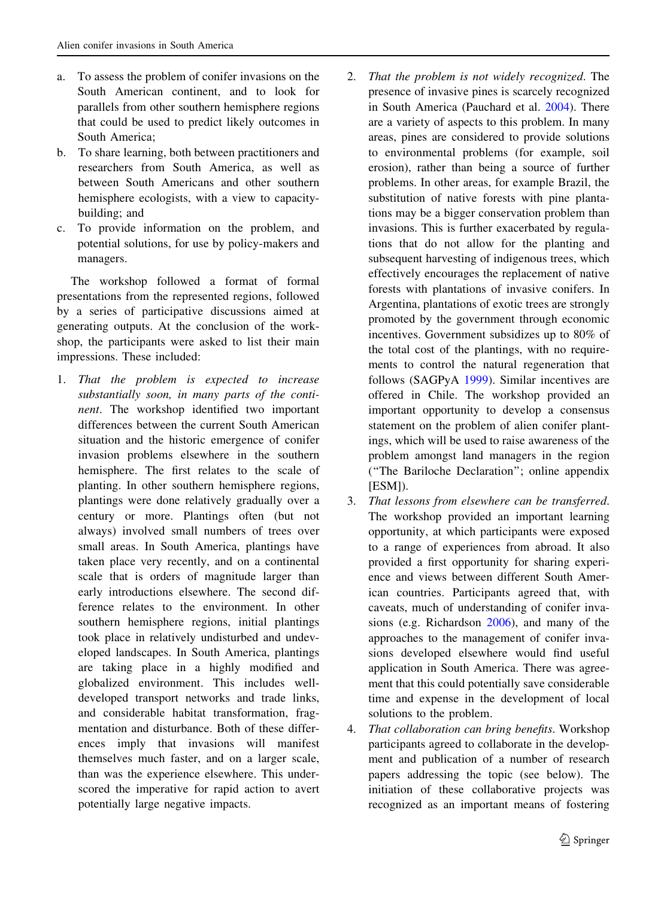a. To assess the problem of conifer invasions on the South American continent, and to look for parallels from other southern hemisphere regions that could be used to predict likely outcomes in South America;
b. To share learning, both between practitioners and researchers from South America, as well as between South Americans and other southern hemisphere ecologists, with a view to capacity-building; and
c. To provide information on the problem, and potential solutions, for use by policy-makers and managers.

The workshop followed a format of formal presentations from the represented regions, followed by a series of participative discussions aimed at generating outputs. At the conclusion of the workshop, the participants were asked to list their main impressions. These included:

1. *That the problem is expected to increase substantially soon, in many parts of the continent*. The workshop identified two important differences between the current South American situation and the historic emergence of conifer invasion problems elsewhere in the southern hemisphere. The first relates to the scale of planting. In other southern hemisphere regions, plantings were done relatively gradually over a century or more. Plantings often (but not always) involved small numbers of trees over small areas. In South America, plantings have taken place very recently, and on a continental scale that is orders of magnitude larger than early introductions elsewhere. The second difference relates to the environment. In other southern hemisphere regions, initial plantings took place in relatively undisturbed and undeveloped landscapes. In South America, plantings are taking place in a highly modified and globalized environment. This includes well-developed transport networks and trade links, and considerable habitat transformation, fragmentation and disturbance. Both of these differences imply that invasions will manifest themselves much faster, and on a larger scale, than was the experience elsewhere. This underscored the imperative for rapid action to avert potentially large negative impacts.
2. *That the problem is not widely recognized*. The presence of invasive pines is scarcely recognized in South America (Pauchard et al. 2004). There are a variety of aspects to this problem. In many areas, pines are considered to provide solutions to environmental problems (for example, soil erosion), rather than being a source of further problems. In other areas, for example Brazil, the substitution of native forests with pine plantations may be a bigger conservation problem than invasions. This is further exacerbated by regulations that do not allow for the planting and subsequent harvesting of indigenous trees, which effectively encourages the replacement of native forests with plantations of invasive conifers. In Argentina, plantations of exotic trees are strongly promoted by the government through economic incentives. Government subsidizes up to 80% of the total cost of the plantings, with no requirements to control the natural regeneration that follows (SAGPyA 1999). Similar incentives are offered in Chile. The workshop provided an important opportunity to develop a consensus statement on the problem of alien conifer plantings, which will be used to raise awareness of the problem amongst land managers in the region ("The Bariloche Declaration"; online appendix [ESM]).
3. *That lessons from elsewhere can be transferred*. The workshop provided an important learning opportunity, at which participants were exposed to a range of experiences from abroad. It also provided a first opportunity for sharing experience and views between different South American countries. Participants agreed that, with caveats, much of understanding of conifer invasions (e.g. Richardson 2006), and many of the approaches to the management of conifer invasions developed elsewhere would find useful application in South America. There was agreement that this could potentially save considerable time and expense in the development of local solutions to the problem.
4. *That collaboration can bring benefits*. Workshop participants agreed to collaborate in the development and publication of a number of research papers addressing the topic (see below). The initiation of these collaborative projects was recognized as an important means of fostering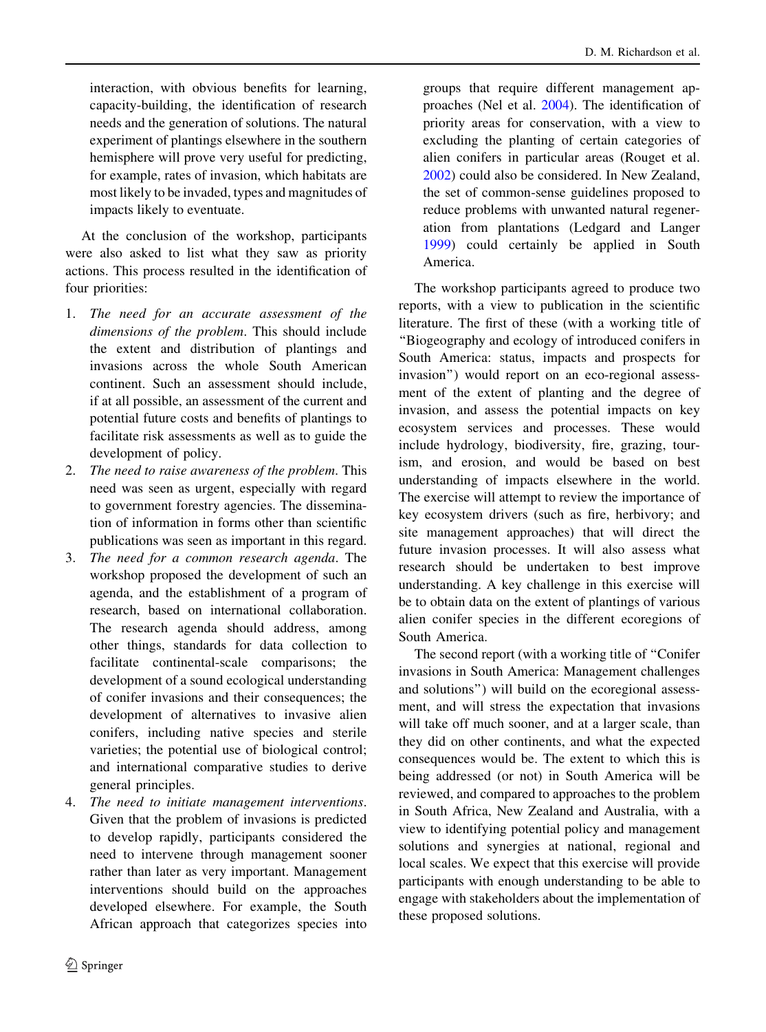interaction, with obvious benefits for learning, capacity-building, the identification of research needs and the generation of solutions. The natural experiment of plantings elsewhere in the southern hemisphere will prove very useful for predicting, for example, rates of invasion, which habitats are most likely to be invaded, types and magnitudes of impacts likely to eventuate.

At the conclusion of the workshop, participants were also asked to list what they saw as priority actions. This process resulted in the identification of four priorities:

1. *The need for an accurate assessment of the dimensions of the problem*. This should include the extent and distribution of plantings and invasions across the whole South American continent. Such an assessment should include, if at all possible, an assessment of the current and potential future costs and benefits of plantings to facilitate risk assessments as well as to guide the development of policy.
2. *The need to raise awareness of the problem*. This need was seen as urgent, especially with regard to government forestry agencies. The dissemination of information in forms other than scientific publications was seen as important in this regard.
3. *The need for a common research agenda*. The workshop proposed the development of such an agenda, and the establishment of a program of research, based on international collaboration. The research agenda should address, among other things, standards for data collection to facilitate continental-scale comparisons; the development of a sound ecological understanding of conifer invasions and their consequences; the development of alternatives to invasive alien conifers, including native species and sterile varieties; the potential use of biological control; and international comparative studies to derive general principles.
4. *The need to initiate management interventions*. Given that the problem of invasions is predicted to develop rapidly, participants considered the need to intervene through management sooner rather than later as very important. Management interventions should build on the approaches developed elsewhere. For example, the South African approach that categorizes species into groups that require different management approaches (Nel et al. 2004). The identification of priority areas for conservation, with a view to excluding the planting of certain categories of alien conifers in particular areas (Rouget et al. 2002) could also be considered. In New Zealand, the set of common-sense guidelines proposed to reduce problems with unwanted natural regeneration from plantations (Ledgard and Langer 1999) could certainly be applied in South America.

The workshop participants agreed to produce two reports, with a view to publication in the scientific literature. The first of these (with a working title of "Biogeography and ecology of introduced conifers in South America: status, impacts and prospects for invasion") would report on an eco-regional assessment of the extent of planting and the degree of invasion, and assess the potential impacts on key ecosystem services and processes. These would include hydrology, biodiversity, fire, grazing, tourism, and erosion, and would be based on best understanding of impacts elsewhere in the world. The exercise will attempt to review the importance of key ecosystem drivers (such as fire, herbivory; and site management approaches) that will direct the future invasion processes. It will also assess what research should be undertaken to best improve understanding. A key challenge in this exercise will be to obtain data on the extent of plantings of various alien conifer species in the different ecoregions of South America.

The second report (with a working title of "Conifer invasions in South America: Management challenges and solutions") will build on the ecoregional assessment, and will stress the expectation that invasions will take off much sooner, and at a larger scale, than they did on other continents, and what the expected consequences would be. The extent to which this is being addressed (or not) in South America will be reviewed, and compared to approaches to the problem in South Africa, New Zealand and Australia, with a view to identifying potential policy and management solutions and synergies at national, regional and local scales. We expect that this exercise will provide participants with enough understanding to be able to engage with stakeholders about the implementation of these proposed solutions.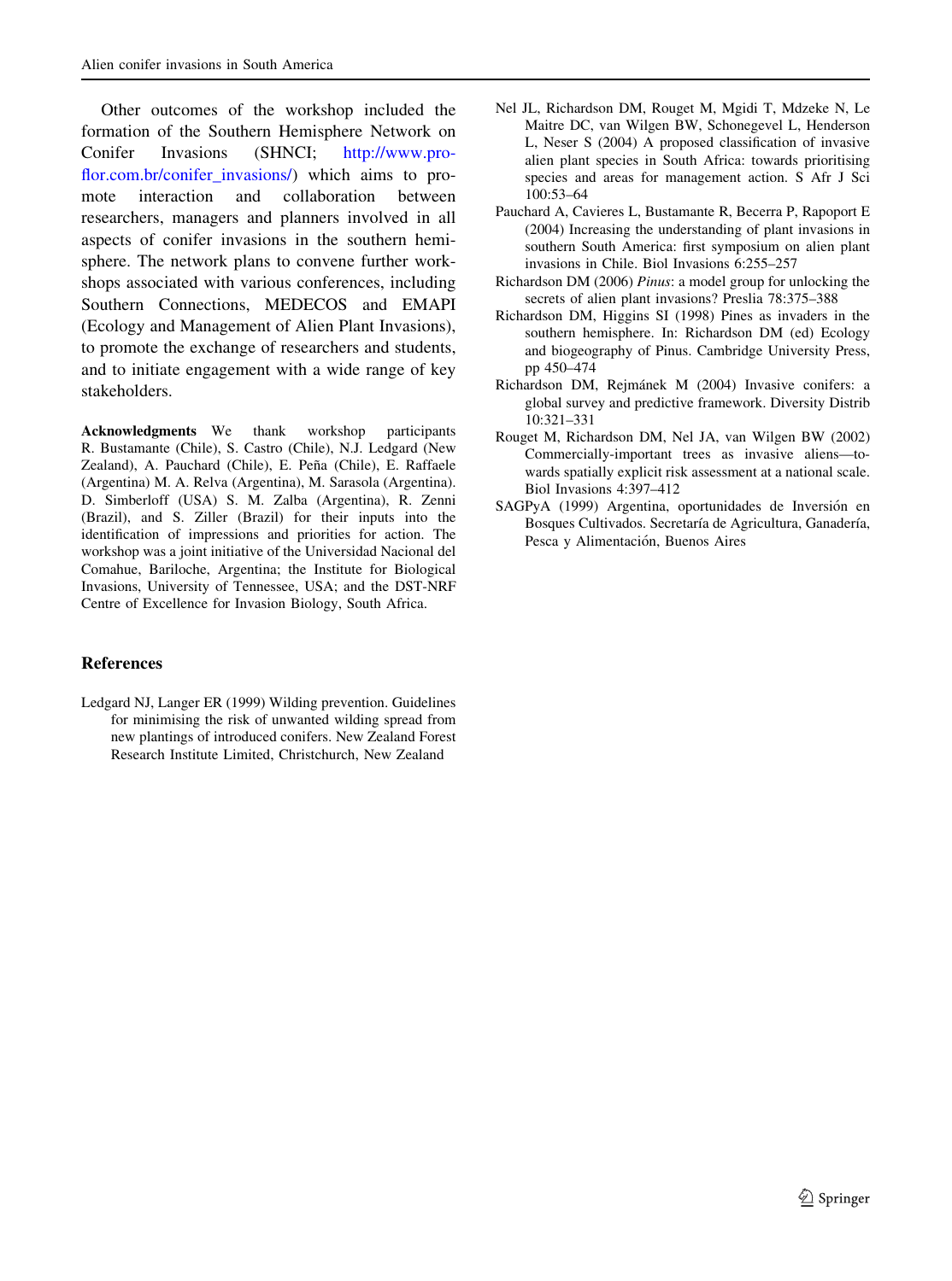Other outcomes of the workshop included the formation of the Southern Hemisphere Network on Conifer Invasions (SHNCI; http://www.proflor.com.br/conifer_invasions/) which aims to promote interaction and collaboration between researchers, managers and planners involved in all aspects of conifer invasions in the southern hemisphere. The network plans to convene further workshops associated with various conferences, including Southern Connections, MEDECOS and EMAPI (Ecology and Management of Alien Plant Invasions), to promote the exchange of researchers and students, and to initiate engagement with a wide range of key stakeholders.

**Acknowledgments** We thank workshop participants R. Bustamante (Chile), S. Castro (Chile), N.J. Ledgard (New Zealand), A. Pauchard (Chile), E. Peña (Chile), E. Raffaele (Argentina) M. A. Relva (Argentina), M. Sarasola (Argentina). D. Simberloff (USA) S. M. Zalba (Argentina), R. Zenni (Brazil), and S. Ziller (Brazil) for their inputs into the identification of impressions and priorities for action. The workshop was a joint initiative of the Universidad Nacional del Comahue, Bariloche, Argentina; the Institute for Biological Invasions, University of Tennessee, USA; and the DST-NRF Centre of Excellence for Invasion Biology, South Africa.

## References

Ledgard NJ, Langer ER (1999) Wilding prevention. Guidelines for minimising the risk of unwanted wilding spread from new plantings of introduced conifers. New Zealand Forest Research Institute Limited, Christchurch, New Zealand

Nel JL, Richardson DM, Rouget M, Mgidi T, Mdzeke N, Le Maitre DC, van Wilgen BW, Schonegevel L, Henderson L, Neser S (2004) A proposed classification of invasive alien plant species in South Africa: towards prioritising species and areas for management action. S Afr J Sci 100:53–64

Pauchard A, Cavieres L, Bustamante R, Becerra P, Rapoport E (2004) Increasing the understanding of plant invasions in southern South America: first symposium on alien plant invasions in Chile. Biol Invasions 6:255–257

Richardson DM (2006) *Pinus*: a model group for unlocking the secrets of alien plant invasions? Preslia 78:375–388

Richardson DM, Higgins SI (1998) Pines as invaders in the southern hemisphere. In: Richardson DM (ed) Ecology and biogeography of Pinus. Cambridge University Press, pp 450–474

Richardson DM, Rejmánek M (2004) Invasive conifers: a global survey and predictive framework. Diversity Distrib 10:321–331

Rouget M, Richardson DM, Nel JA, van Wilgen BW (2002) Commercially-important trees as invasive aliens—towards spatially explicit risk assessment at a national scale. Biol Invasions 4:397–412

SAGPyA (1999) Argentina, oportunidades de Inversión en Bosques Cultivados. Secretaría de Agricultura, Ganadería, Pesca y Alimentación, Buenos Aires